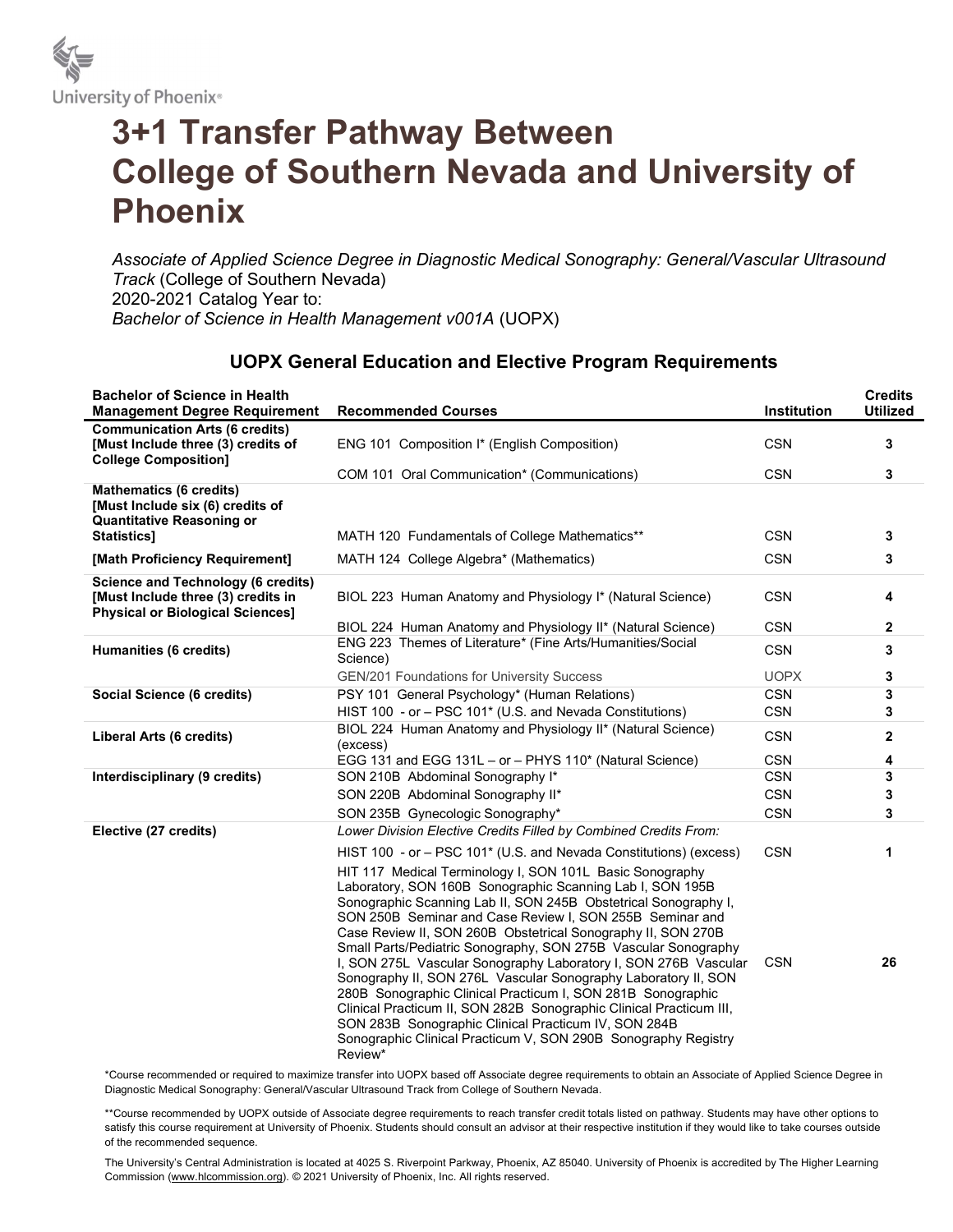University of Phoenix®

# 3+1 Transfer Pathway Between College of Southern Nevada and University of Phoenix

*Associate of Applied Science Degree in Diagnostic Medical Sonography: General/Vascular Ultrasound Track* (College of Southern Nevada)
2020-2021 Catalog Year to:
*Bachelor of Science in Health Management v001A* (UOPX)

## UOPX General Education and Elective Program Requirements

| Bachelor of Science in Health Management Degree Requirement | Recommended Courses | Institution | Credits Utilized |
|---|---|---|---|
| **Communication Arts (6 credits) [Must Include three (3) credits of College Composition]** | ENG 101 Composition I* (English Composition) | CSN | 3 |
| | COM 101 Oral Communication* (Communications) | CSN | 3 |
| **Mathematics (6 credits) [Must Include six (6) credits of Quantitative Reasoning or Statistics]** | MATH 120 Fundamentals of College Mathematics** | CSN | 3 |
| **[Math Proficiency Requirement]** | MATH 124 College Algebra* (Mathematics) | CSN | 3 |
| **Science and Technology (6 credits) [Must Include three (3) credits in Physical or Biological Sciences]** | BIOL 223 Human Anatomy and Physiology I* (Natural Science) | CSN | 4 |
| | BIOL 224 Human Anatomy and Physiology II* (Natural Science) | CSN | 2 |
| **Humanities (6 credits)** | ENG 223 Themes of Literature* (Fine Arts/Humanities/Social Science) | CSN | 3 |
| | GEN/201 Foundations for University Success | UOPX | 3 |
| **Social Science (6 credits)** | PSY 101 General Psychology* (Human Relations) | CSN | 3 |
| | HIST 100 - or – PSC 101* (U.S. and Nevada Constitutions) | CSN | 3 |
| **Liberal Arts (6 credits)** | BIOL 224 Human Anatomy and Physiology II* (Natural Science) (excess) | CSN | 2 |
| | EGG 131 and EGG 131L – or – PHYS 110* (Natural Science) | CSN | 4 |
| **Interdisciplinary (9 credits)** | SON 210B Abdominal Sonography I* | CSN | 3 |
| | SON 220B Abdominal Sonography II* | CSN | 3 |
| | SON 235B Gynecologic Sonography* | CSN | 3 |
| **Elective (27 credits)** | *Lower Division Elective Credits Filled by Combined Credits From:* | | |
| | HIST 100 - or – PSC 101* (U.S. and Nevada Constitutions) (excess) | CSN | 1 |
| | HIT 117 Medical Terminology I, SON 101L Basic Sonography Laboratory, SON 160B Sonographic Scanning Lab I, SON 195B Sonographic Scanning Lab II, SON 245B Obstetrical Sonography I, SON 250B Seminar and Case Review I, SON 255B Seminar and Case Review II, SON 260B Obstetrical Sonography II, SON 270B Small Parts/Pediatric Sonography, SON 275B Vascular Sonography I, SON 275L Vascular Sonography Laboratory I, SON 276B Vascular Sonography II, SON 276L Vascular Sonography Laboratory II, SON 280B Sonographic Clinical Practicum I, SON 281B Sonographic Clinical Practicum II, SON 282B Sonographic Clinical Practicum III, SON 283B Sonographic Clinical Practicum IV, SON 284B Sonographic Clinical Practicum V, SON 290B Sonography Registry Review* | CSN | 26 |

*Course recommended or required to maximize transfer into UOPX based off Associate degree requirements to obtain an Associate of Applied Science Degree in Diagnostic Medical Sonography: General/Vascular Ultrasound Track from College of Southern Nevada.

**Course recommended by UOPX outside of Associate degree requirements to reach transfer credit totals listed on pathway. Students may have other options to satisfy this course requirement at University of Phoenix. Students should consult an advisor at their respective institution if they would like to take courses outside of the recommended sequence.

The University's Central Administration is located at 4025 S. Riverpoint Parkway, Phoenix, AZ 85040. University of Phoenix is accredited by The Higher Learning Commission (www.hlcommission.org). © 2021 University of Phoenix, Inc. All rights reserved.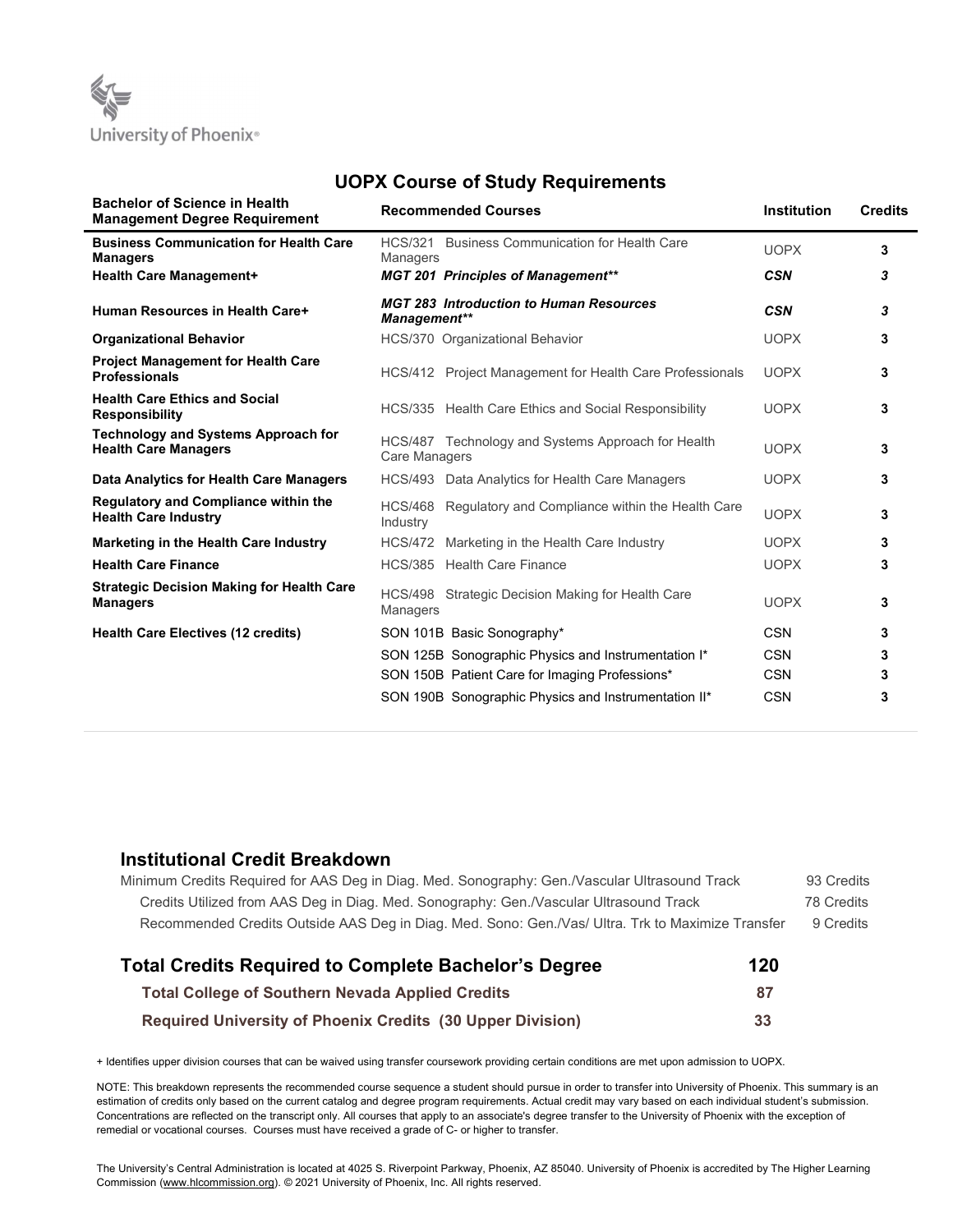University of Phoenix®

## UOPX Course of Study Requirements

| Bachelor of Science in Health Management Degree Requirement | Recommended Courses | Institution | Credits |
|---|---|---|---|
| **Business Communication for Health Care Managers** | HCS/321 Business Communication for Health Care Managers | UOPX | **3** |
| **Health Care Management+** | ***MGT 201 Principles of Management**** | ***CSN*** | ***3*** |
| **Human Resources in Health Care+** | ***MGT 283 Introduction to Human Resources Management**** | ***CSN*** | ***3*** |
| **Organizational Behavior** | HCS/370 Organizational Behavior | UOPX | **3** |
| **Project Management for Health Care Professionals** | HCS/412 Project Management for Health Care Professionals | UOPX | **3** |
| **Health Care Ethics and Social Responsibility** | HCS/335 Health Care Ethics and Social Responsibility | UOPX | **3** |
| **Technology and Systems Approach for Health Care Managers** | HCS/487 Technology and Systems Approach for Health Care Managers | UOPX | **3** |
| **Data Analytics for Health Care Managers** | HCS/493 Data Analytics for Health Care Managers | UOPX | **3** |
| **Regulatory and Compliance within the Health Care Industry** | HCS/468 Regulatory and Compliance within the Health Care Industry | UOPX | **3** |
| **Marketing in the Health Care Industry** | HCS/472 Marketing in the Health Care Industry | UOPX | **3** |
| **Health Care Finance** | HCS/385 Health Care Finance | UOPX | **3** |
| **Strategic Decision Making for Health Care Managers** | HCS/498 Strategic Decision Making for Health Care Managers | UOPX | **3** |
| **Health Care Electives (12 credits)** | SON 101B Basic Sonography* | CSN | **3** |
| | SON 125B Sonographic Physics and Instrumentation I* | CSN | **3** |
| | SON 150B Patient Care for Imaging Professions* | CSN | **3** |
| | SON 190B Sonographic Physics and Instrumentation II* | CSN | **3** |

### Institutional Credit Breakdown

| | |
|---|---|
| Minimum Credits Required for AAS Deg in Diag. Med. Sonography: Gen./Vascular Ultrasound Track | 93 Credits |
| Credits Utilized from AAS Deg in Diag. Med. Sonography: Gen./Vascular Ultrasound Track | 78 Credits |
| Recommended Credits Outside AAS Deg in Diag. Med. Sono: Gen./Vas/ Ultra. Trk to Maximize Transfer | 9 Credits |

| | |
|---|---|
| **Total Credits Required to Complete Bachelor's Degree** | **120** |
| **Total College of Southern Nevada Applied Credits** | **87** |
| **Required University of Phoenix Credits (30 Upper Division)** | **33** |

+ Identifies upper division courses that can be waived using transfer coursework providing certain conditions are met upon admission to UOPX.

NOTE: This breakdown represents the recommended course sequence a student should pursue in order to transfer into University of Phoenix. This summary is an estimation of credits only based on the current catalog and degree program requirements. Actual credit may vary based on each individual student's submission. Concentrations are reflected on the transcript only. All courses that apply to an associate's degree transfer to the University of Phoenix with the exception of remedial or vocational courses. Courses must have received a grade of C- or higher to transfer.

The University's Central Administration is located at 4025 S. Riverpoint Parkway, Phoenix, AZ 85040. University of Phoenix is accredited by The Higher Learning Commission (www.hlcommission.org). © 2021 University of Phoenix, Inc. All rights reserved.